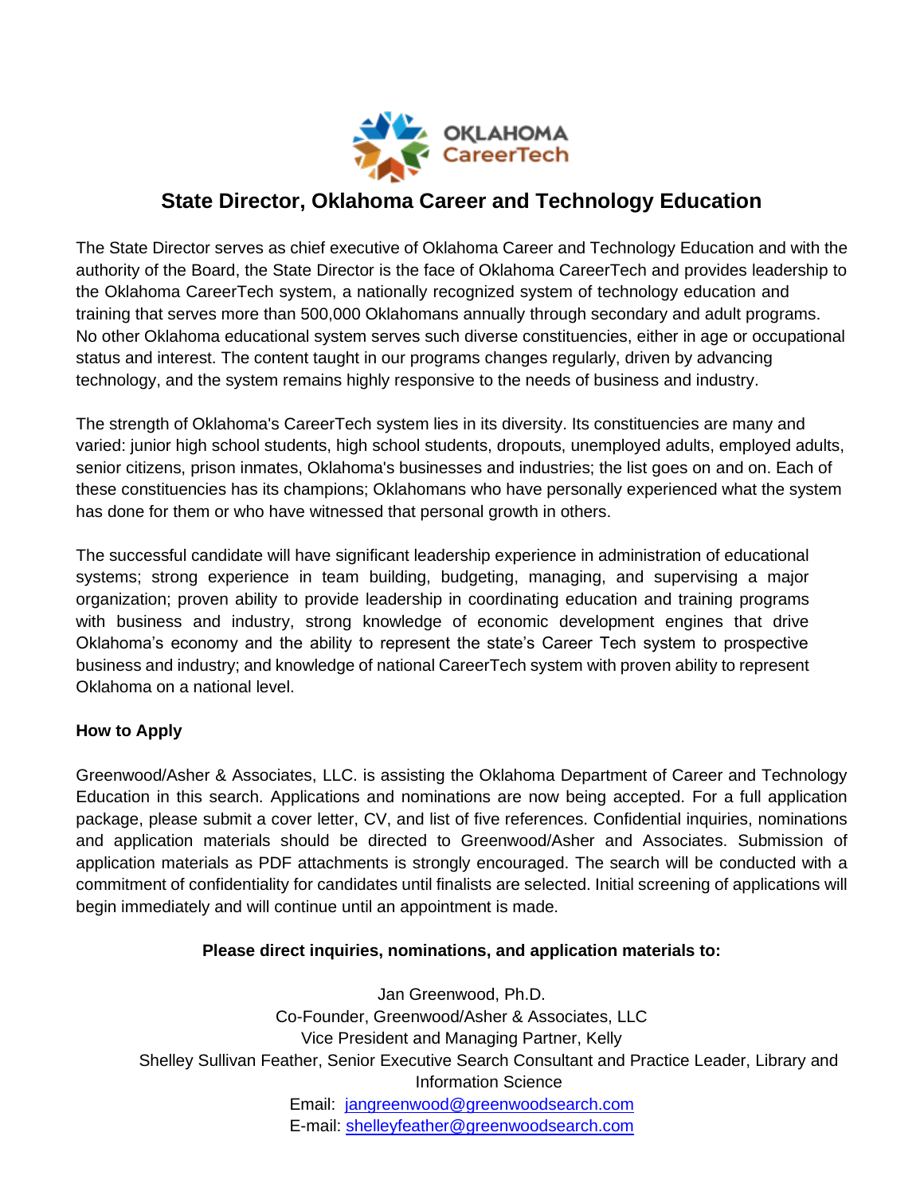OKLAHOMA CareerTech

# State Director, Oklahoma Career and Technology Education

The State Director serves as chief executive of Oklahoma Career and Technology Education and with the authority of the Board, the State Director is the face of Oklahoma CareerTech and provides leadership to the Oklahoma CareerTech system, a nationally recognized system of technology education and training that serves more than 500,000 Oklahomans annually through secondary and adult programs. No other Oklahoma educational system serves such diverse constituencies, either in age or occupational status and interest. The content taught in our programs changes regularly, driven by advancing technology, and the system remains highly responsive to the needs of business and industry.

The strength of Oklahoma's CareerTech system lies in its diversity. Its constituencies are many and varied: junior high school students, high school students, dropouts, unemployed adults, employed adults, senior citizens, prison inmates, Oklahoma's businesses and industries; the list goes on and on. Each of these constituencies has its champions; Oklahomans who have personally experienced what the system has done for them or who have witnessed that personal growth in others.

The successful candidate will have significant leadership experience in administration of educational systems; strong experience in team building, budgeting, managing, and supervising a major organization; proven ability to provide leadership in coordinating education and training programs with business and industry, strong knowledge of economic development engines that drive Oklahoma's economy and the ability to represent the state's Career Tech system to prospective business and industry; and knowledge of national CareerTech system with proven ability to represent Oklahoma on a national level.

**How to Apply**

Greenwood/Asher & Associates, LLC. is assisting the Oklahoma Department of Career and Technology Education in this search. Applications and nominations are now being accepted. For a full application package, please submit a cover letter, CV, and list of five references. Confidential inquiries, nominations and application materials should be directed to Greenwood/Asher and Associates. Submission of application materials as PDF attachments is strongly encouraged. The search will be conducted with a commitment of confidentiality for candidates until finalists are selected. Initial screening of applications will begin immediately and will continue until an appointment is made.

**Please direct inquiries, nominations, and application materials to:**

Jan Greenwood, Ph.D.
Co-Founder, Greenwood/Asher & Associates, LLC
Vice President and Managing Partner, Kelly
Shelley Sullivan Feather, Senior Executive Search Consultant and Practice Leader, Library and Information Science
Email: jangreenwood@greenwoodsearch.com
E-mail: shelleyfeather@greenwoodsearch.com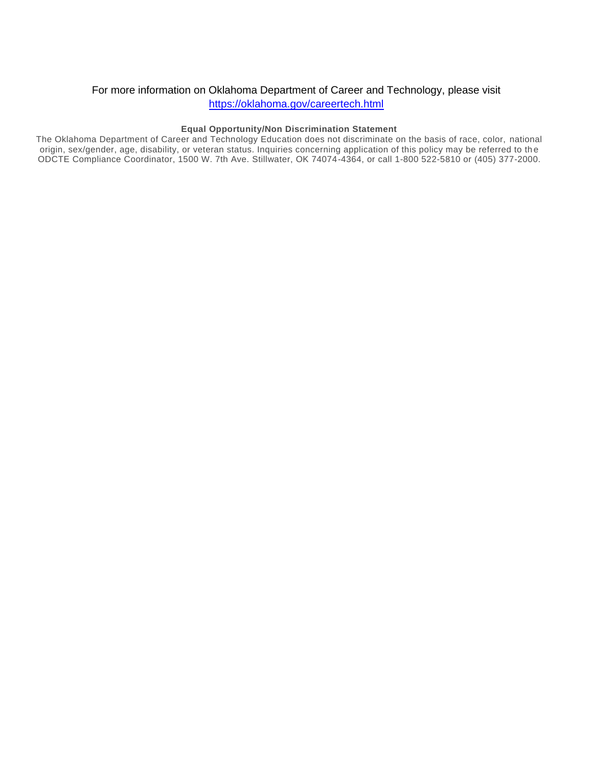For more information on Oklahoma Department of Career and Technology, please visit
[https://oklahoma.gov/careertech.html](https://oklahoma.gov/careertech.html)

**Equal Opportunity/Non Discrimination Statement**

The Oklahoma Department of Career and Technology Education does not discriminate on the basis of race, color, national origin, sex/gender, age, disability, or veteran status. Inquiries concerning application of this policy may be referred to the ODCTE Compliance Coordinator, 1500 W. 7th Ave. Stillwater, OK 74074-4364, or call 1-800 522-5810 or (405) 377-2000.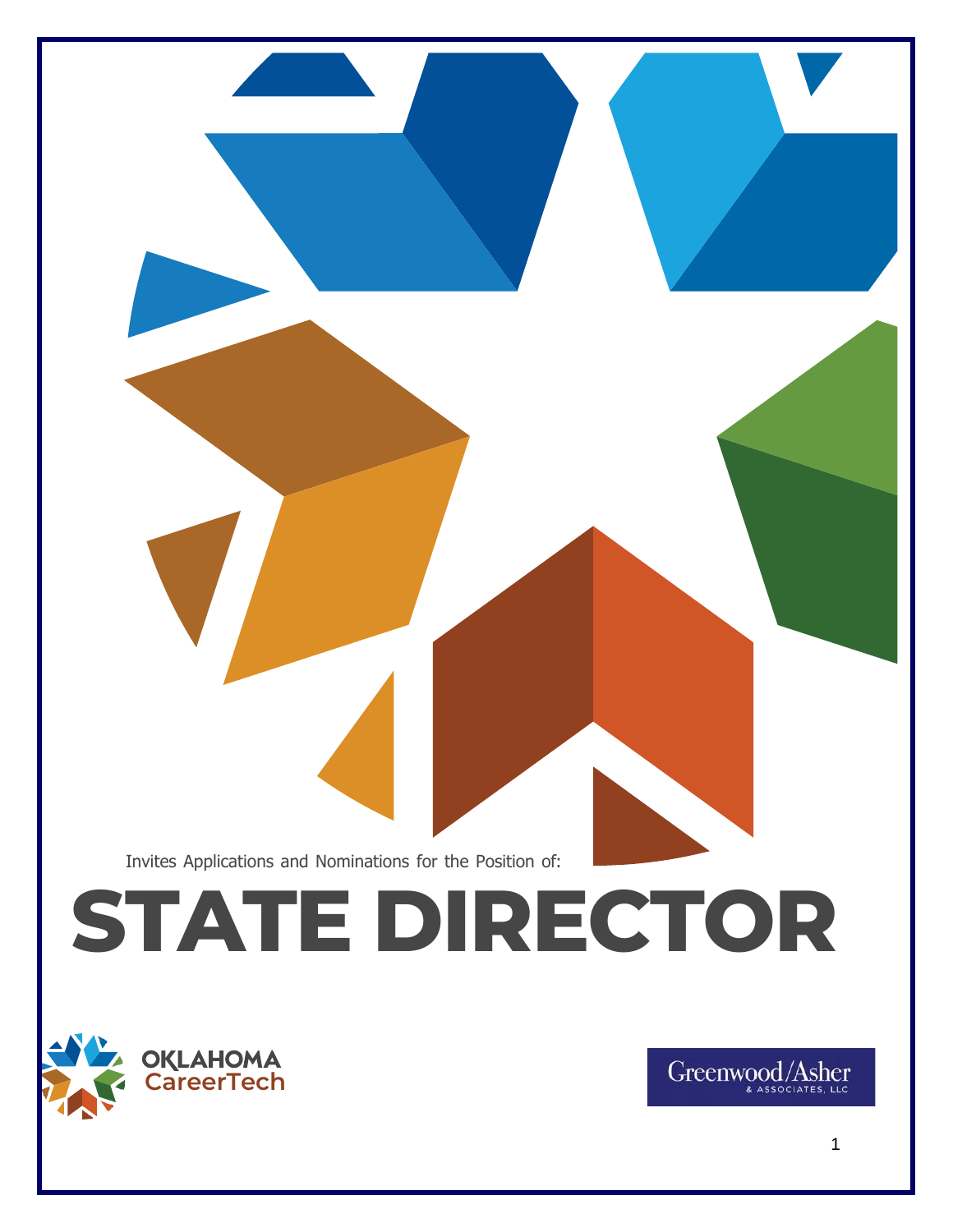Invites Applications and Nominations for the Position of:

# STATE DIRECTOR

OKLAHOMA CareerTech

Greenwood/Asher & ASSOCIATES, LLC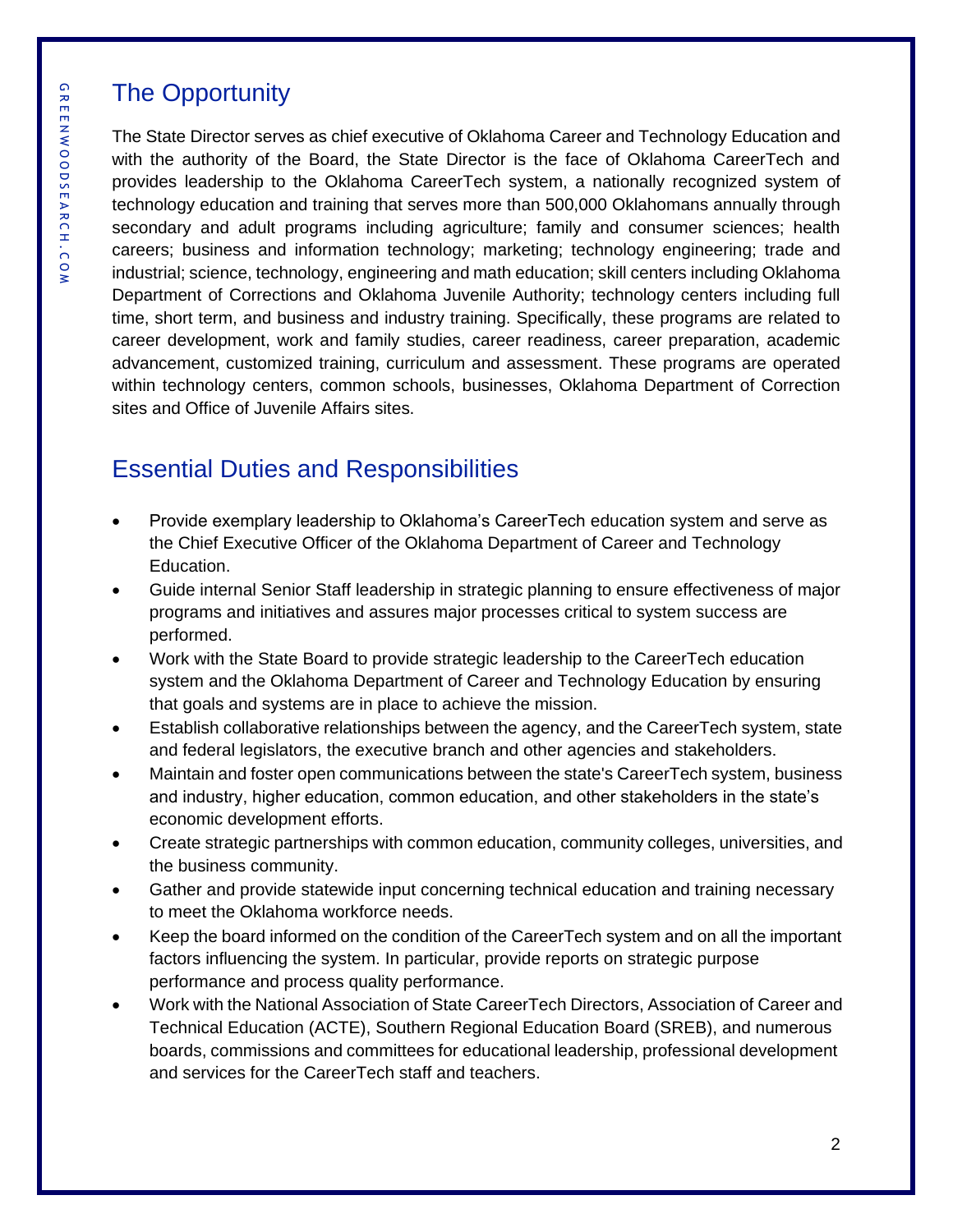## The Opportunity

The State Director serves as chief executive of Oklahoma Career and Technology Education and with the authority of the Board, the State Director is the face of Oklahoma CareerTech and provides leadership to the Oklahoma CareerTech system, a nationally recognized system of technology education and training that serves more than 500,000 Oklahomans annually through secondary and adult programs including agriculture; family and consumer sciences; health careers; business and information technology; marketing; technology engineering; trade and industrial; science, technology, engineering and math education; skill centers including Oklahoma Department of Corrections and Oklahoma Juvenile Authority; technology centers including full time, short term, and business and industry training. Specifically, these programs are related to career development, work and family studies, career readiness, career preparation, academic advancement, customized training, curriculum and assessment. These programs are operated within technology centers, common schools, businesses, Oklahoma Department of Correction sites and Office of Juvenile Affairs sites.

## Essential Duties and Responsibilities

- Provide exemplary leadership to Oklahoma's CareerTech education system and serve as the Chief Executive Officer of the Oklahoma Department of Career and Technology Education.
- Guide internal Senior Staff leadership in strategic planning to ensure effectiveness of major programs and initiatives and assures major processes critical to system success are performed.
- Work with the State Board to provide strategic leadership to the CareerTech education system and the Oklahoma Department of Career and Technology Education by ensuring that goals and systems are in place to achieve the mission.
- Establish collaborative relationships between the agency, and the CareerTech system, state and federal legislators, the executive branch and other agencies and stakeholders.
- Maintain and foster open communications between the state's CareerTech system, business and industry, higher education, common education, and other stakeholders in the state's economic development efforts.
- Create strategic partnerships with common education, community colleges, universities, and the business community.
- Gather and provide statewide input concerning technical education and training necessary to meet the Oklahoma workforce needs.
- Keep the board informed on the condition of the CareerTech system and on all the important factors influencing the system. In particular, provide reports on strategic purpose performance and process quality performance.
- Work with the National Association of State CareerTech Directors, Association of Career and Technical Education (ACTE), Southern Regional Education Board (SREB), and numerous boards, commissions and committees for educational leadership, professional development and services for the CareerTech staff and teachers.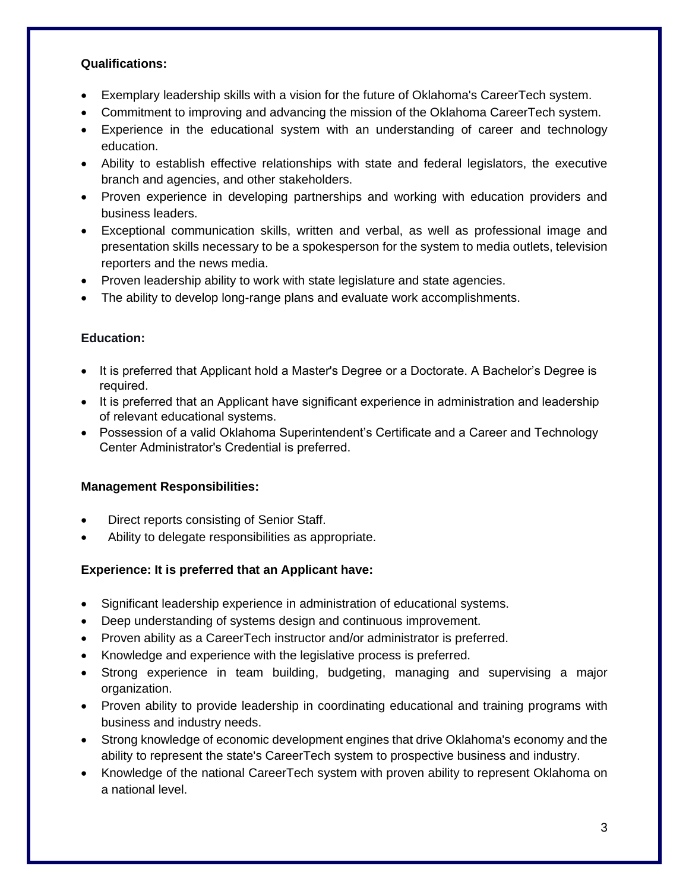**Qualifications:**

- Exemplary leadership skills with a vision for the future of Oklahoma's CareerTech system.
- Commitment to improving and advancing the mission of the Oklahoma CareerTech system.
- Experience in the educational system with an understanding of career and technology education.
- Ability to establish effective relationships with state and federal legislators, the executive branch and agencies, and other stakeholders.
- Proven experience in developing partnerships and working with education providers and business leaders.
- Exceptional communication skills, written and verbal, as well as professional image and presentation skills necessary to be a spokesperson for the system to media outlets, television reporters and the news media.
- Proven leadership ability to work with state legislature and state agencies.
- The ability to develop long-range plans and evaluate work accomplishments.

**Education:**

- It is preferred that Applicant hold a Master's Degree or a Doctorate. A Bachelor's Degree is required.
- It is preferred that an Applicant have significant experience in administration and leadership of relevant educational systems.
- Possession of a valid Oklahoma Superintendent's Certificate and a Career and Technology Center Administrator's Credential is preferred.

**Management Responsibilities:**

- Direct reports consisting of Senior Staff.
- Ability to delegate responsibilities as appropriate.

**Experience: It is preferred that an Applicant have:**

- Significant leadership experience in administration of educational systems.
- Deep understanding of systems design and continuous improvement.
- Proven ability as a CareerTech instructor and/or administrator is preferred.
- Knowledge and experience with the legislative process is preferred.
- Strong experience in team building, budgeting, managing and supervising a major organization.
- Proven ability to provide leadership in coordinating educational and training programs with business and industry needs.
- Strong knowledge of economic development engines that drive Oklahoma's economy and the ability to represent the state's CareerTech system to prospective business and industry.
- Knowledge of the national CareerTech system with proven ability to represent Oklahoma on a national level.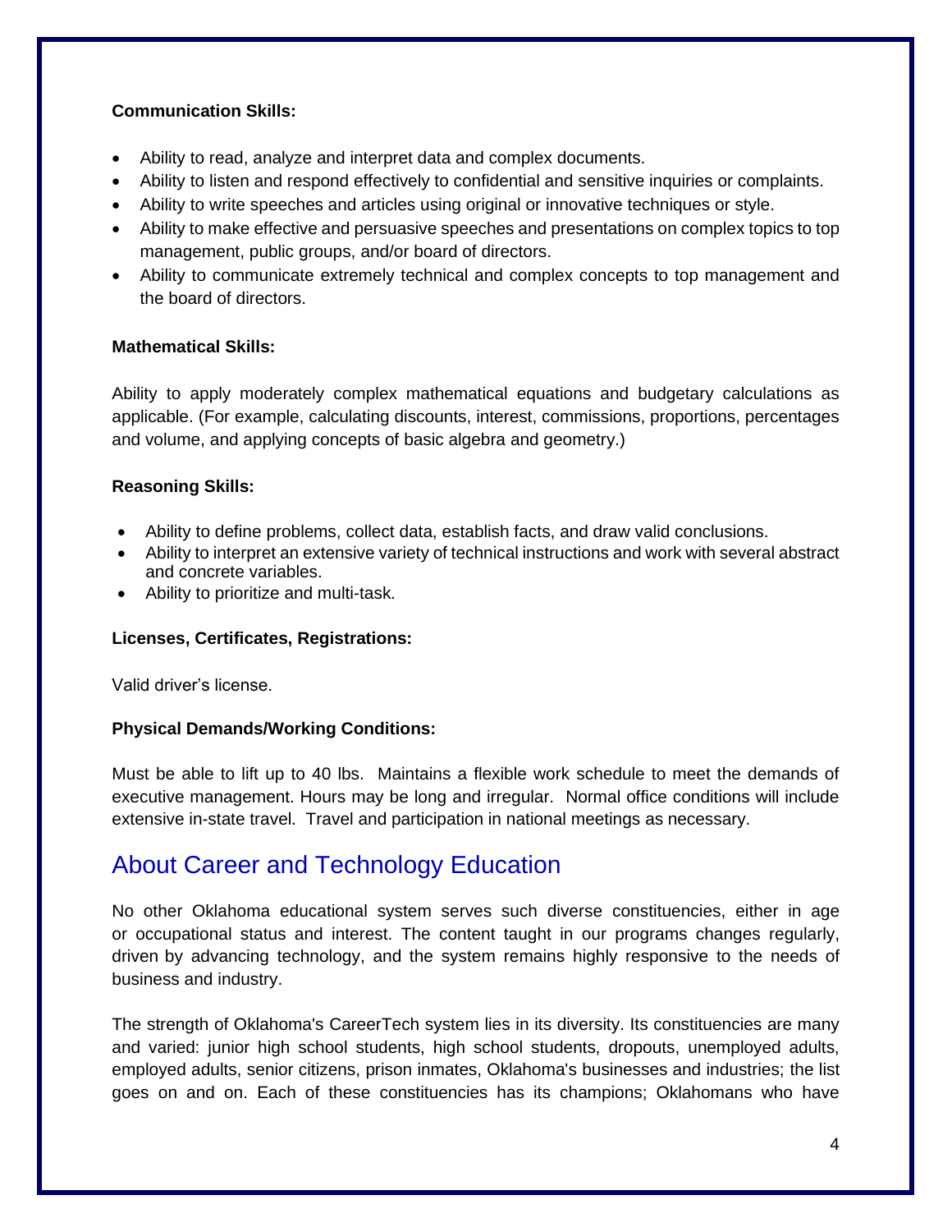**Communication Skills:**

- Ability to read, analyze and interpret data and complex documents.
- Ability to listen and respond effectively to confidential and sensitive inquiries or complaints.
- Ability to write speeches and articles using original or innovative techniques or style.
- Ability to make effective and persuasive speeches and presentations on complex topics to top management, public groups, and/or board of directors.
- Ability to communicate extremely technical and complex concepts to top management and the board of directors.

**Mathematical Skills:**

Ability to apply moderately complex mathematical equations and budgetary calculations as applicable. (For example, calculating discounts, interest, commissions, proportions, percentages and volume, and applying concepts of basic algebra and geometry.)

**Reasoning Skills:**

- Ability to define problems, collect data, establish facts, and draw valid conclusions.
- Ability to interpret an extensive variety of technical instructions and work with several abstract and concrete variables.
- Ability to prioritize and multi-task.

**Licenses, Certificates, Registrations:**

Valid driver's license.

**Physical Demands/Working Conditions:**

Must be able to lift up to 40 lbs. Maintains a flexible work schedule to meet the demands of executive management. Hours may be long and irregular. Normal office conditions will include extensive in-state travel. Travel and participation in national meetings as necessary.

## About Career and Technology Education

No other Oklahoma educational system serves such diverse constituencies, either in age or occupational status and interest. The content taught in our programs changes regularly, driven by advancing technology, and the system remains highly responsive to the needs of business and industry.

The strength of Oklahoma's CareerTech system lies in its diversity. Its constituencies are many and varied: junior high school students, high school students, dropouts, unemployed adults, employed adults, senior citizens, prison inmates, Oklahoma's businesses and industries; the list goes on and on. Each of these constituencies has its champions; Oklahomans who have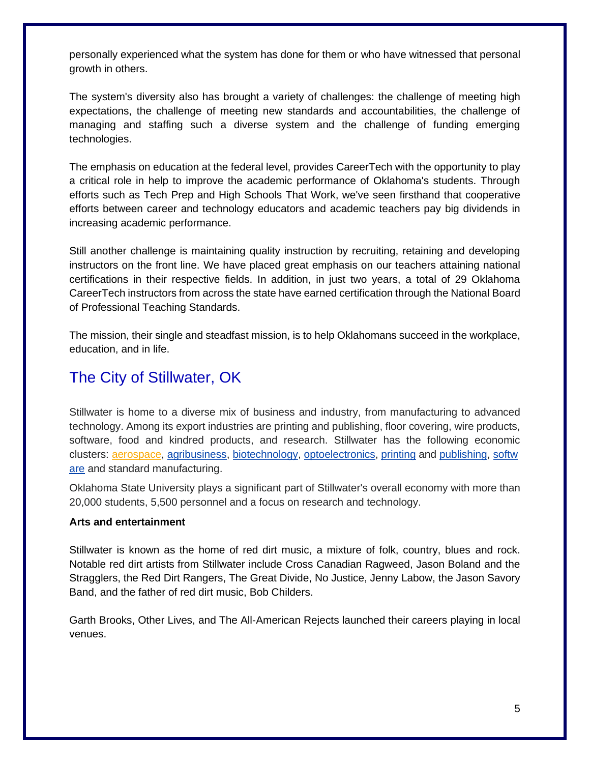personally experienced what the system has done for them or who have witnessed that personal growth in others.

The system's diversity also has brought a variety of challenges: the challenge of meeting high expectations, the challenge of meeting new standards and accountabilities, the challenge of managing and staffing such a diverse system and the challenge of funding emerging technologies.

The emphasis on education at the federal level, provides CareerTech with the opportunity to play a critical role in help to improve the academic performance of Oklahoma's students. Through efforts such as Tech Prep and High Schools That Work, we've seen firsthand that cooperative efforts between career and technology educators and academic teachers pay big dividends in increasing academic performance.

Still another challenge is maintaining quality instruction by recruiting, retaining and developing instructors on the front line. We have placed great emphasis on our teachers attaining national certifications in their respective fields. In addition, in just two years, a total of 29 Oklahoma CareerTech instructors from across the state have earned certification through the National Board of Professional Teaching Standards.

The mission, their single and steadfast mission, is to help Oklahomans succeed in the workplace, education, and in life.

## The City of Stillwater, OK

Stillwater is home to a diverse mix of business and industry, from manufacturing to advanced technology. Among its export industries are printing and publishing, floor covering, wire products, software, food and kindred products, and research. Stillwater has the following economic clusters: aerospace, agribusiness, biotechnology, optoelectronics, printing and publishing, software and standard manufacturing.

Oklahoma State University plays a significant part of Stillwater's overall economy with more than 20,000 students, 5,500 personnel and a focus on research and technology.

**Arts and entertainment**

Stillwater is known as the home of red dirt music, a mixture of folk, country, blues and rock. Notable red dirt artists from Stillwater include Cross Canadian Ragweed, Jason Boland and the Stragglers, the Red Dirt Rangers, The Great Divide, No Justice, Jenny Labow, the Jason Savory Band, and the father of red dirt music, Bob Childers.

Garth Brooks, Other Lives, and The All-American Rejects launched their careers playing in local venues.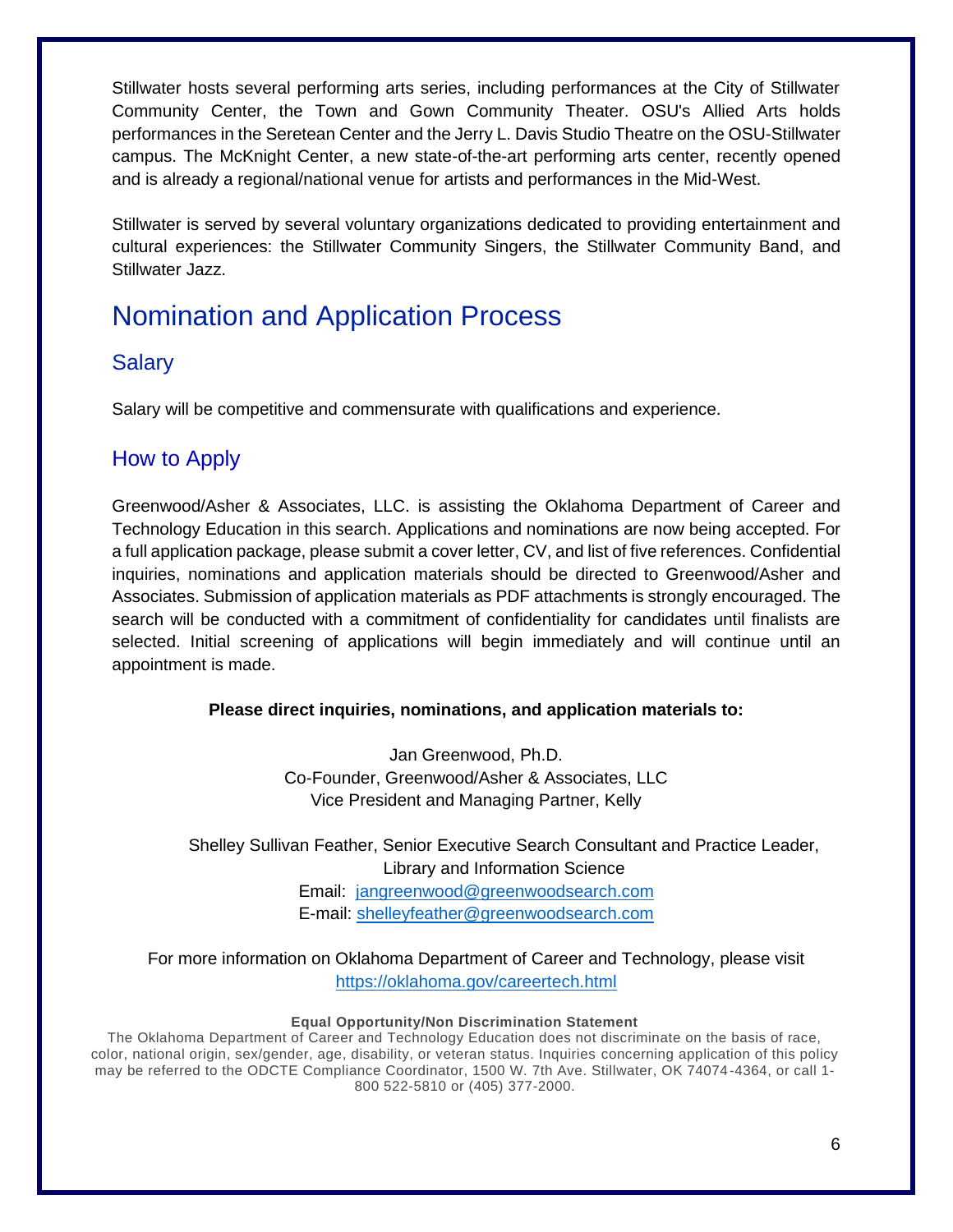Stillwater hosts several performing arts series, including performances at the City of Stillwater Community Center, the Town and Gown Community Theater. OSU's Allied Arts holds performances in the Seretean Center and the Jerry L. Davis Studio Theatre on the OSU-Stillwater campus. The McKnight Center, a new state-of-the-art performing arts center, recently opened and is already a regional/national venue for artists and performances in the Mid-West.

Stillwater is served by several voluntary organizations dedicated to providing entertainment and cultural experiences: the Stillwater Community Singers, the Stillwater Community Band, and Stillwater Jazz.

# Nomination and Application Process

## Salary

Salary will be competitive and commensurate with qualifications and experience.

## How to Apply

Greenwood/Asher & Associates, LLC. is assisting the Oklahoma Department of Career and Technology Education in this search. Applications and nominations are now being accepted. For a full application package, please submit a cover letter, CV, and list of five references. Confidential inquiries, nominations and application materials should be directed to Greenwood/Asher and Associates. Submission of application materials as PDF attachments is strongly encouraged. The search will be conducted with a commitment of confidentiality for candidates until finalists are selected. Initial screening of applications will begin immediately and will continue until an appointment is made.

**Please direct inquiries, nominations, and application materials to:**

Jan Greenwood, Ph.D.
Co-Founder, Greenwood/Asher & Associates, LLC
Vice President and Managing Partner, Kelly

Shelley Sullivan Feather, Senior Executive Search Consultant and Practice Leader, Library and Information Science
Email: jangreenwood@greenwoodsearch.com
E-mail: shelleyfeather@greenwoodsearch.com

For more information on Oklahoma Department of Career and Technology, please visit https://oklahoma.gov/careertech.html

**Equal Opportunity/Non Discrimination Statement**
The Oklahoma Department of Career and Technology Education does not discriminate on the basis of race, color, national origin, sex/gender, age, disability, or veteran status. Inquiries concerning application of this policy may be referred to the ODCTE Compliance Coordinator, 1500 W. 7th Ave. Stillwater, OK 74074-4364, or call 1-800 522-5810 or (405) 377-2000.